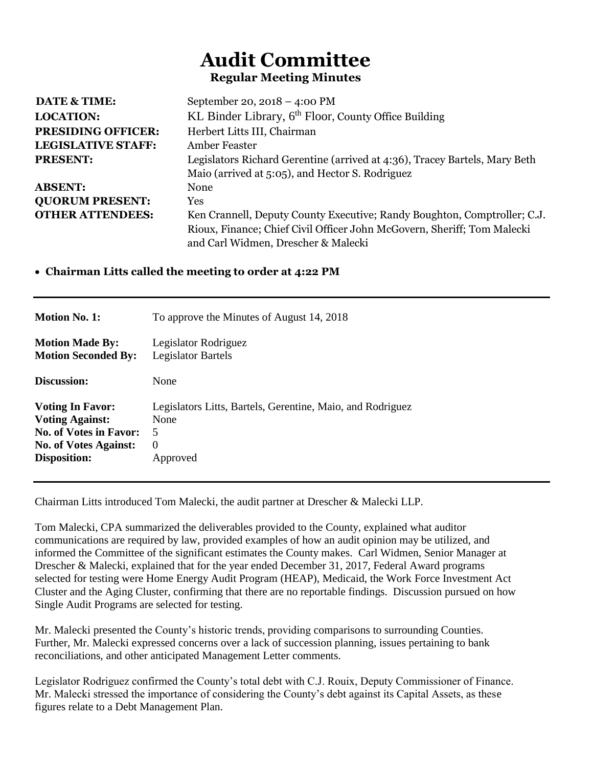# Audit Committee

### Regular Meeting Minutes

| | |
|---|---|
| **DATE & TIME:** | September 20, 2018 – 4:00 PM |
| **LOCATION:** | KL Binder Library, 6th Floor, County Office Building |
| **PRESIDING OFFICER:** | Herbert Litts III, Chairman |
| **LEGISLATIVE STAFF:** | Amber Feaster |
| **PRESENT:** | Legislators Richard Gerentine (arrived at 4:36), Tracey Bartels, Mary Beth Maio (arrived at 5:05), and Hector S. Rodriguez |
| **ABSENT:** | None |
| **QUORUM PRESENT:** | Yes |
| **OTHER ATTENDEES:** | Ken Crannell, Deputy County Executive; Randy Boughton, Comptroller; C.J. Rioux, Finance; Chief Civil Officer John McGovern, Sheriff; Tom Malecki and Carl Widmen, Drescher & Malecki |

- **Chairman Litts called the meeting to order at 4:22 PM**

---

| | |
|---|---|
| **Motion No. 1:** | To approve the Minutes of August 14, 2018 |
| **Motion Made By:** | Legislator Rodriguez |
| **Motion Seconded By:** | Legislator Bartels |
| **Discussion:** | None |
| **Voting In Favor:** | Legislators Litts, Bartels, Gerentine, Maio, and Rodriguez |
| **Voting Against:** | None |
| **No. of Votes in Favor:** | 5 |
| **No. of Votes Against:** | 0 |
| **Disposition:** | Approved |

---

Chairman Litts introduced Tom Malecki, the audit partner at Drescher & Malecki LLP.

Tom Malecki, CPA summarized the deliverables provided to the County, explained what auditor communications are required by law, provided examples of how an audit opinion may be utilized, and informed the Committee of the significant estimates the County makes. Carl Widmen, Senior Manager at Drescher & Malecki, explained that for the year ended December 31, 2017, Federal Award programs selected for testing were Home Energy Audit Program (HEAP), Medicaid, the Work Force Investment Act Cluster and the Aging Cluster, confirming that there are no reportable findings. Discussion pursued on how Single Audit Programs are selected for testing.

Mr. Malecki presented the County's historic trends, providing comparisons to surrounding Counties. Further, Mr. Malecki expressed concerns over a lack of succession planning, issues pertaining to bank reconciliations, and other anticipated Management Letter comments.

Legislator Rodriguez confirmed the County's total debt with C.J. Rouix, Deputy Commissioner of Finance. Mr. Malecki stressed the importance of considering the County's debt against its Capital Assets, as these figures relate to a Debt Management Plan.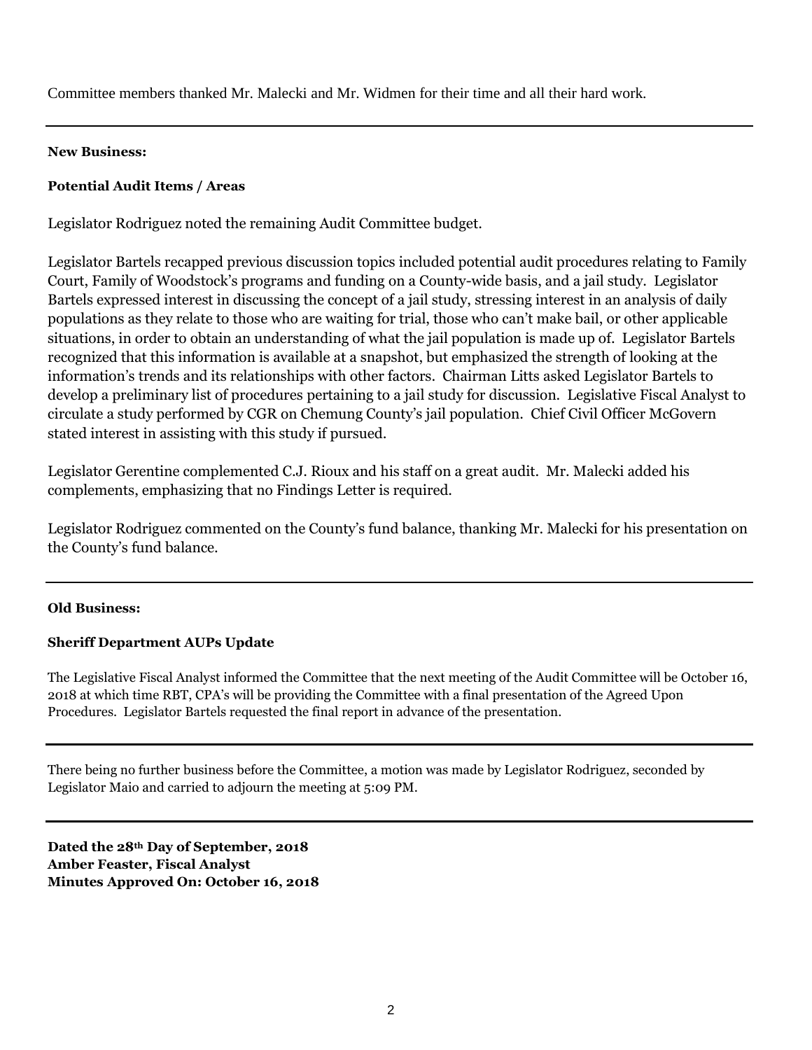Committee members thanked Mr. Malecki and Mr. Widmen for their time and all their hard work.

---

**New Business:**

**Potential Audit Items / Areas**

Legislator Rodriguez noted the remaining Audit Committee budget.

Legislator Bartels recapped previous discussion topics included potential audit procedures relating to Family Court, Family of Woodstock's programs and funding on a County-wide basis, and a jail study. Legislator Bartels expressed interest in discussing the concept of a jail study, stressing interest in an analysis of daily populations as they relate to those who are waiting for trial, those who can't make bail, or other applicable situations, in order to obtain an understanding of what the jail population is made up of. Legislator Bartels recognized that this information is available at a snapshot, but emphasized the strength of looking at the information's trends and its relationships with other factors. Chairman Litts asked Legislator Bartels to develop a preliminary list of procedures pertaining to a jail study for discussion. Legislative Fiscal Analyst to circulate a study performed by CGR on Chemung County's jail population. Chief Civil Officer McGovern stated interest in assisting with this study if pursued.

Legislator Gerentine complemented C.J. Rioux and his staff on a great audit. Mr. Malecki added his complements, emphasizing that no Findings Letter is required.

Legislator Rodriguez commented on the County's fund balance, thanking Mr. Malecki for his presentation on the County's fund balance.

---

**Old Business:**

**Sheriff Department AUPs Update**

The Legislative Fiscal Analyst informed the Committee that the next meeting of the Audit Committee will be October 16, 2018 at which time RBT, CPA's will be providing the Committee with a final presentation of the Agreed Upon Procedures. Legislator Bartels requested the final report in advance of the presentation.

---

There being no further business before the Committee, a motion was made by Legislator Rodriguez, seconded by Legislator Maio and carried to adjourn the meeting at 5:09 PM.

---

**Dated the 28th Day of September, 2018**
**Amber Feaster, Fiscal Analyst**
**Minutes Approved On: October 16, 2018**